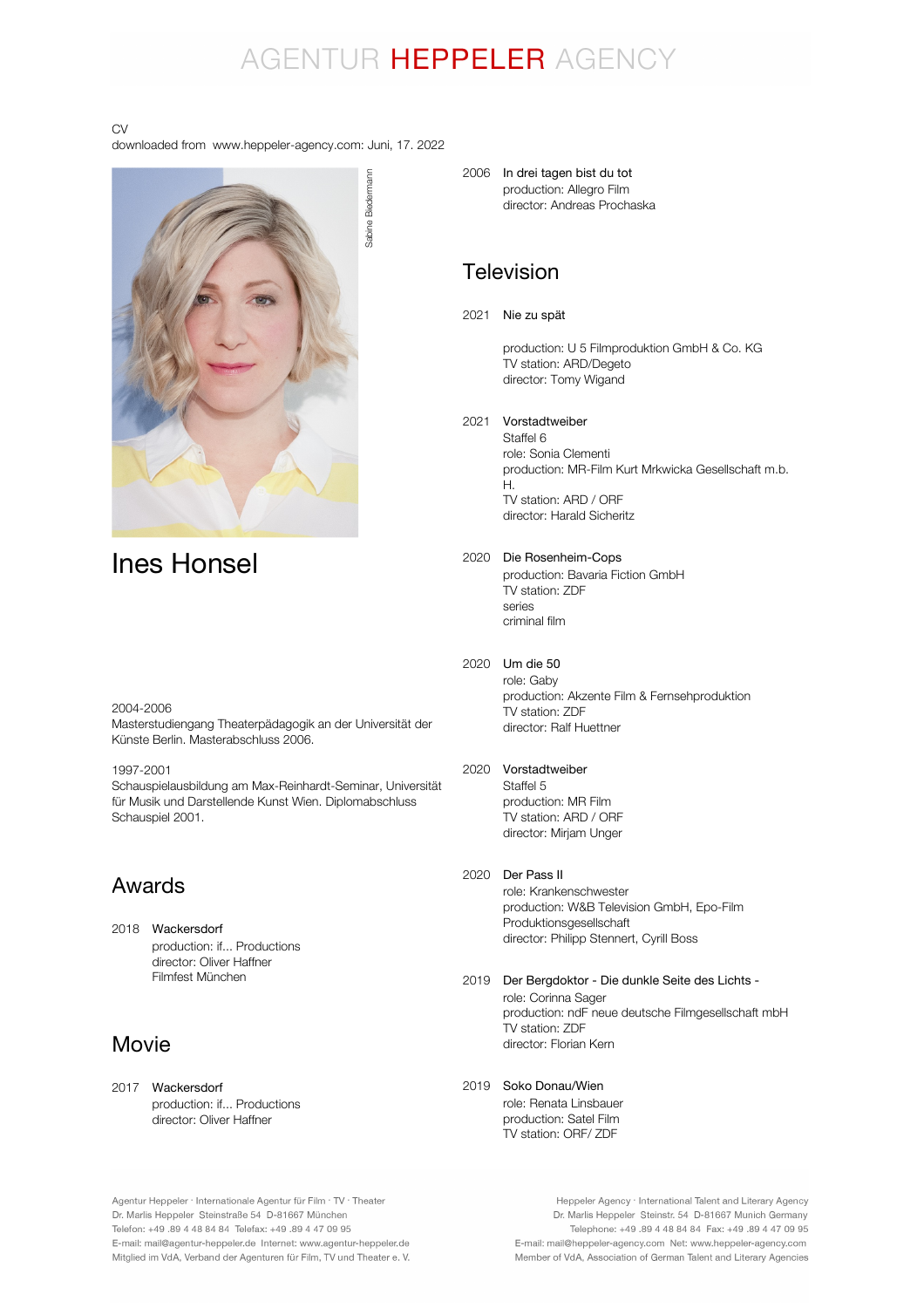# AGENTUR HEPPELER AGENCY

CV
downloaded from www.heppeler-agency.com: Juni, 17. 2022

Sabine Biedermann

# Ines Honsel

2004-2006
Masterstudiengang Theaterpädagogik an der Universität der Künste Berlin. Masterabschluss 2006.

1997-2001
Schauspielausbildung am Max-Reinhardt-Seminar, Universität für Musik und Darstellende Kunst Wien. Diplomabschluss Schauspiel 2001.

## Awards

2018 Wackersdorf
production: if... Productions
director: Oliver Haffner
Filmfest München

## Movie

2017 Wackersdorf
production: if... Productions
director: Oliver Haffner

2006 In drei tagen bist du tot
production: Allegro Film
director: Andreas Prochaska

## Television

2021 Nie zu spät

production: U 5 Filmproduktion GmbH & Co. KG
TV station: ARD/Degeto
director: Tomy Wigand

2021 Vorstadtweiber
Staffel 6
role: Sonia Clementi
production: MR-Film Kurt Mrkwicka Gesellschaft m.b.H.
TV station: ARD / ORF
director: Harald Sicheritz

2020 Die Rosenheim-Cops
production: Bavaria Fiction GmbH
TV station: ZDF
series
criminal film

2020 Um die 50
role: Gaby
production: Akzente Film & Fernsehproduktion
TV station: ZDF
director: Ralf Huettner

2020 Vorstadtweiber
Staffel 5
production: MR Film
TV station: ARD / ORF
director: Mirjam Unger

2020 Der Pass II
role: Krankenschwester
production: W&B Television GmbH, Epo-Film Produktionsgesellschaft
director: Philipp Stennert, Cyrill Boss

2019 Der Bergdoktor - Die dunkle Seite des Lichts -
role: Corinna Sager
production: ndF neue deutsche Filmgesellschaft mbH
TV station: ZDF
director: Florian Kern

2019 Soko Donau/Wien
role: Renata Linsbauer
production: Satel Film
TV station: ORF/ ZDF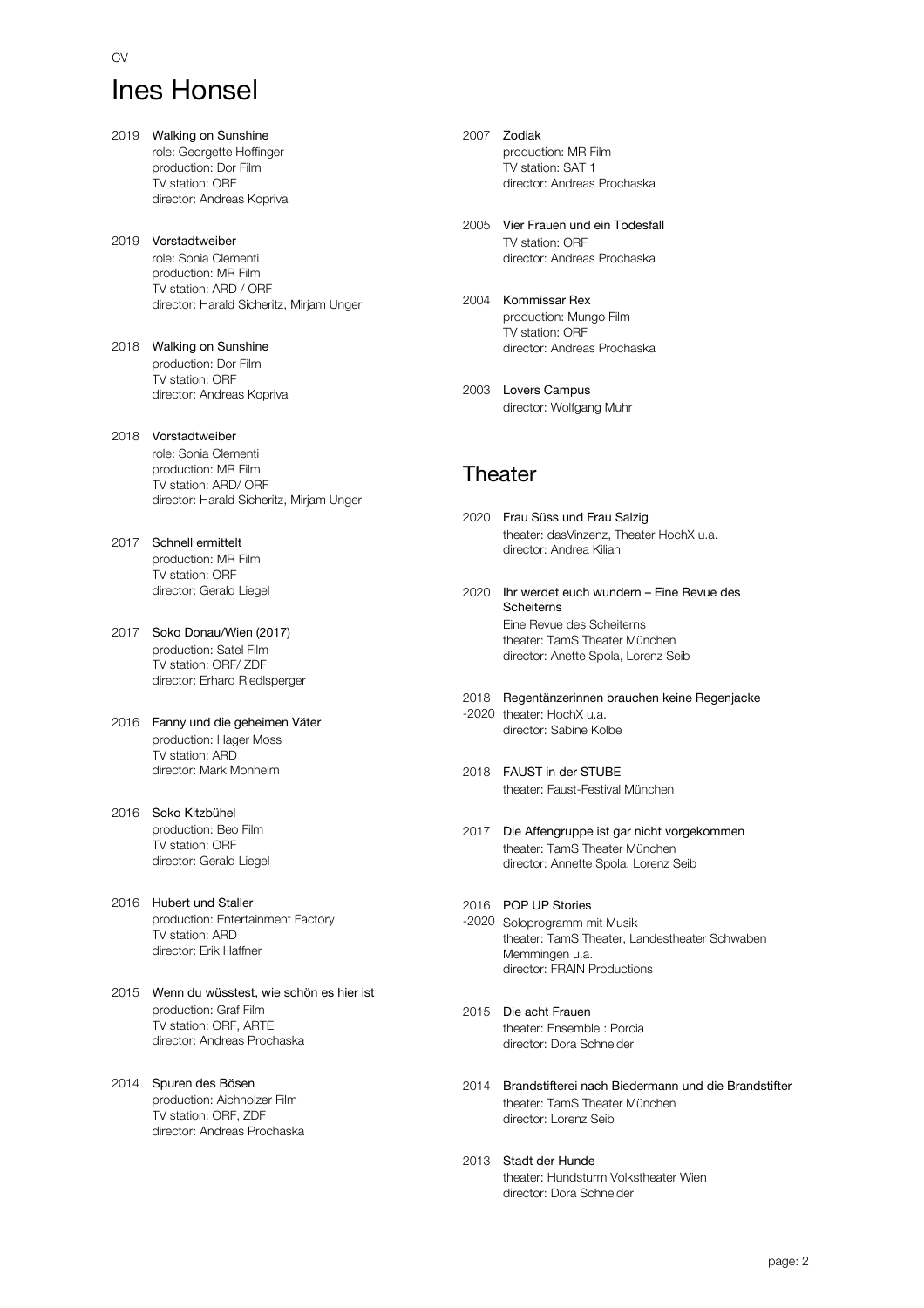CV

# Ines Honsel

2019 **Walking on Sunshine**
role: Georgette Hoffinger
production: Dor Film
TV station: ORF
director: Andreas Kopriva

2019 **Vorstadtweiber**
role: Sonia Clementi
production: MR Film
TV station: ARD / ORF
director: Harald Sicheritz, Mirjam Unger

2018 **Walking on Sunshine**
production: Dor Film
TV station: ORF
director: Andreas Kopriva

2018 **Vorstadtweiber**
role: Sonia Clementi
production: MR Film
TV station: ARD/ ORF
director: Harald Sicheritz, Mirjam Unger

2017 **Schnell ermittelt**
production: MR Film
TV station: ORF
director: Gerald Liegel

2017 **Soko Donau/Wien (2017)**
production: Satel Film
TV station: ORF/ ZDF
director: Erhard Riedlsperger

2016 **Fanny und die geheimen Väter**
production: Hager Moss
TV station: ARD
director: Mark Monheim

2016 **Soko Kitzbühel**
production: Beo Film
TV station: ORF
director: Gerald Liegel

2016 **Hubert und Staller**
production: Entertainment Factory
TV station: ARD
director: Erik Haffner

2015 **Wenn du wüsstest, wie schön es hier ist**
production: Graf Film
TV station: ORF, ARTE
director: Andreas Prochaska

2014 **Spuren des Bösen**
production: Aichholzer Film
TV station: ORF, ZDF
director: Andreas Prochaska

2007 **Zodiak**
production: MR Film
TV station: SAT 1
director: Andreas Prochaska

2005 **Vier Frauen und ein Todesfall**
TV station: ORF
director: Andreas Prochaska

2004 **Kommissar Rex**
production: Mungo Film
TV station: ORF
director: Andreas Prochaska

2003 **Lovers Campus**
director: Wolfgang Muhr

## Theater

2020 **Frau Süss und Frau Salzig**
theater: dasVinzenz, Theater HochX u.a.
director: Andrea Kilian

2020 **Ihr werdet euch wundern – Eine Revue des Scheiterns**
Eine Revue des Scheiterns
theater: TamS Theater München
director: Anette Spola, Lorenz Seib

2018-2020 **Regentänzerinnen brauchen keine Regenjacke**
theater: HochX u.a.
director: Sabine Kolbe

2018 **FAUST in der STUBE**
theater: Faust-Festival München

2017 **Die Affengruppe ist gar nicht vorgekommen**
theater: TamS Theater München
director: Annette Spola, Lorenz Seib

2016-2020 **POP UP Stories**
Soloprogramm mit Musik
theater: TamS Theater, Landestheater Schwaben Memmingen u.a.
director: FRAIN Productions

2015 **Die acht Frauen**
theater: Ensemble : Porcia
director: Dora Schneider

2014 **Brandstifterei nach Biedermann und die Brandstifter**
theater: TamS Theater München
director: Lorenz Seib

2013 **Stadt der Hunde**
theater: Hundsturm Volkstheater Wien
director: Dora Schneider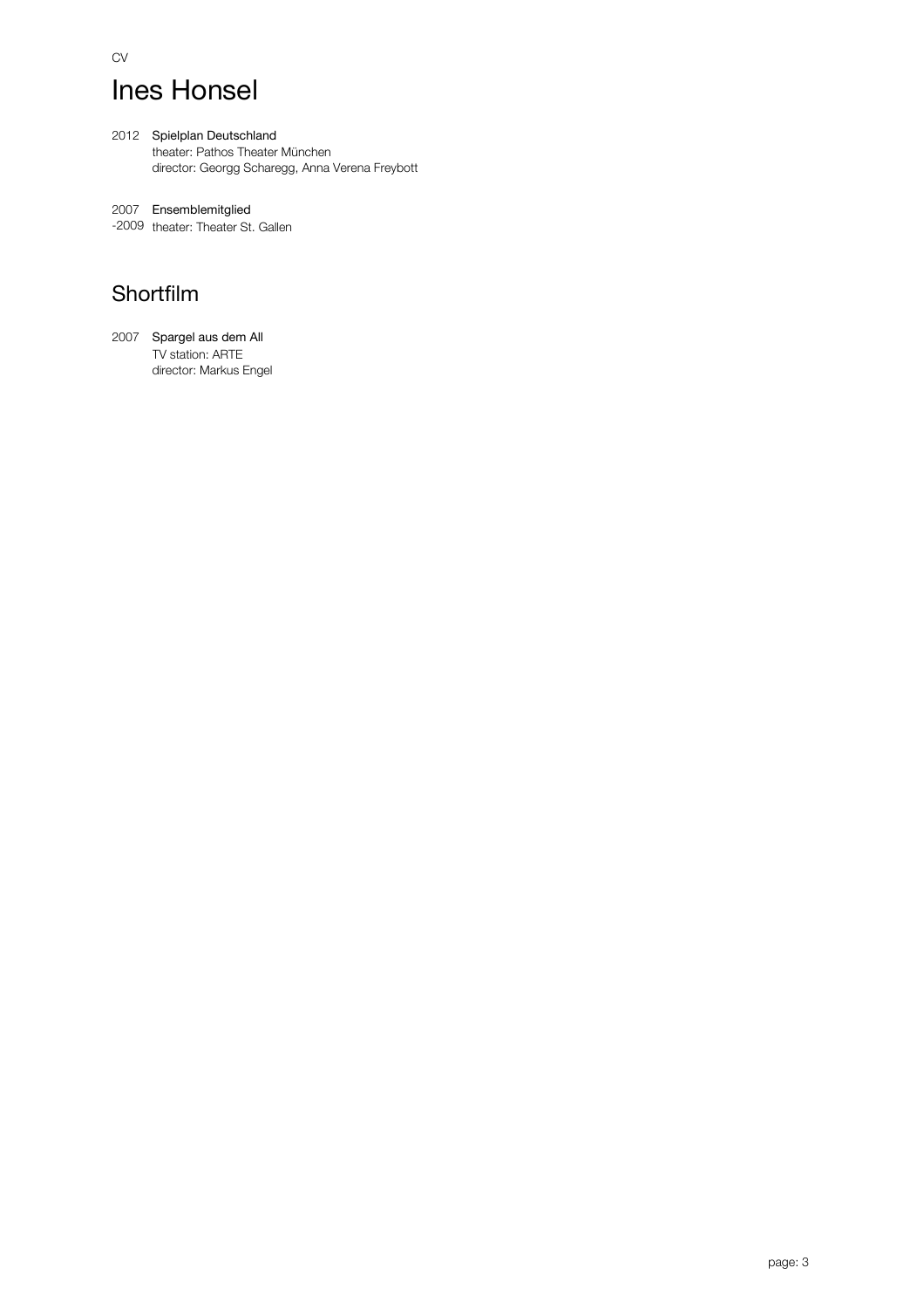CV

# Ines Honsel

2012 **Spielplan Deutschland**
theater: Pathos Theater München
director: Georgg Scharegg, Anna Verena Freybott

2007 -2009 **Ensemblemitglied**
theater: Theater St. Gallen

## Shortfilm

2007 **Spargel aus dem All**
TV station: ARTE
director: Markus Engel